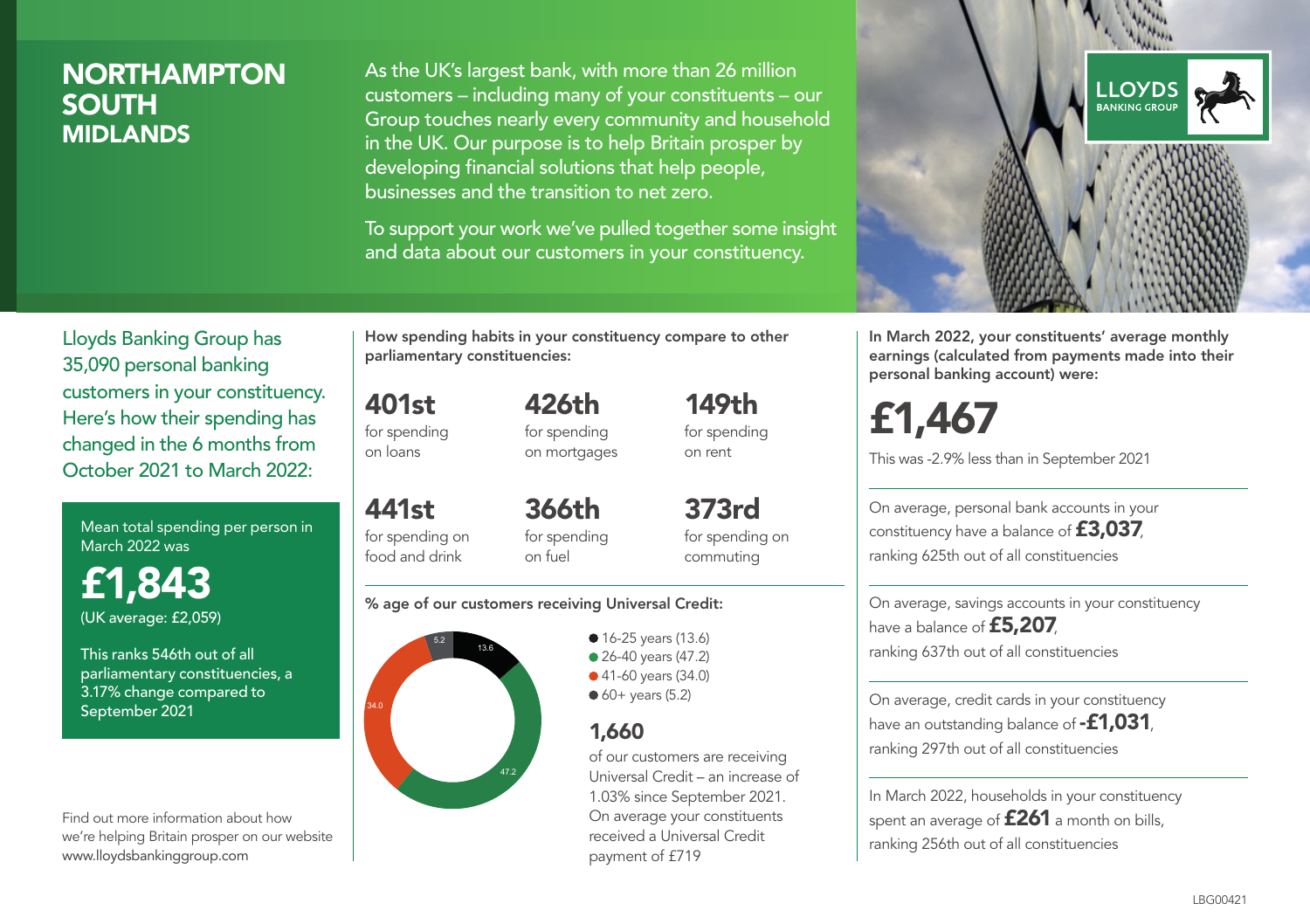# NORTHAMPTON SOUTH
## MIDLANDS

As the UK's largest bank, with more than 26 million customers – including many of your constituents – our Group touches nearly every community and household in the UK. Our purpose is to help Britain prosper by developing financial solutions that help people, businesses and the transition to net zero.

To support your work we've pulled together some insight and data about our customers in your constituency.

LLOYDS BANKING GROUP

Lloyds Banking Group has 35,090 personal banking customers in your constituency. Here's how their spending has changed in the 6 months from October 2021 to March 2022:

Mean total spending per person in March 2022 was

**£1,843**

(UK average: £2,059)

This ranks 546th out of all parliamentary constituencies, a 3.17% change compared to September 2021

Find out more information about how we're helping Britain prosper on our website www.lloydsbankinggroup.com

How spending habits in your constituency compare to other parliamentary constituencies:

- **401st** for spending on loans
- **426th** for spending on mortgages
- **149th** for spending on rent
- **441st** for spending on food and drink
- **366th** for spending on fuel
- **373rd** for spending on commuting

% age of our customers receiving Universal Credit:

- 16-25 years (13.6)
- 26-40 years (47.2)
- 41-60 years (34.0)
- 60+ years (5.2)

**1,660**

of our customers are receiving Universal Credit – an increase of 1.03% since September 2021. On average your constituents received a Universal Credit payment of £719

In March 2022, your constituents' average monthly earnings (calculated from payments made into their personal banking account) were:

**£1,467**

This was -2.9% less than in September 2021

On average, personal bank accounts in your constituency have a balance of **£3,037**, ranking 625th out of all constituencies

On average, savings accounts in your constituency have a balance of **£5,207**, ranking 637th out of all constituencies

On average, credit cards in your constituency have an outstanding balance of **-£1,031**, ranking 297th out of all constituencies

In March 2022, households in your constituency spent an average of **£261** a month on bills, ranking 256th out of all constituencies

LBG00421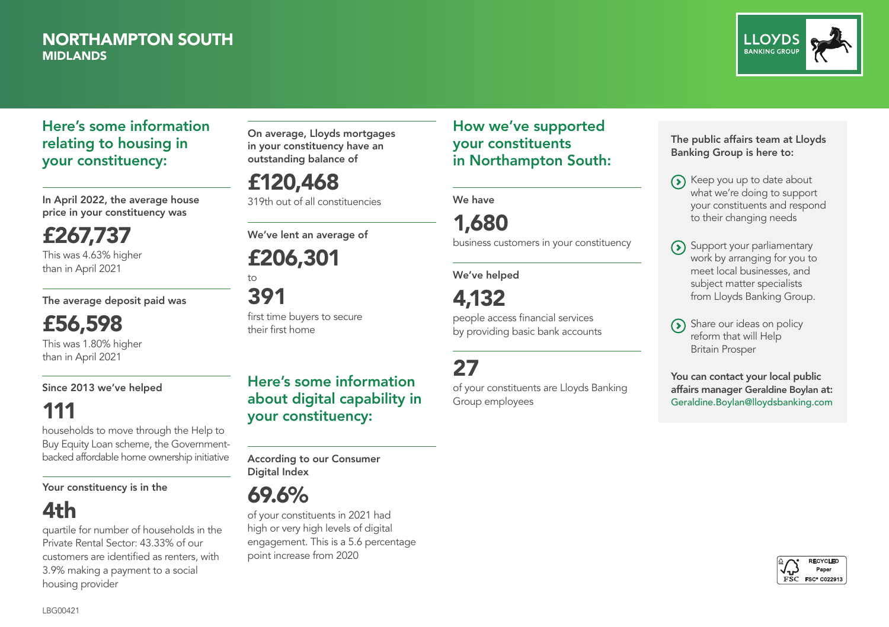# NORTHAMPTON SOUTH
## MIDLANDS

LLOYDS BANKING GROUP

## Here's some information relating to housing in your constituency:

In April 2022, the average house price in your constituency was

**£267,737**

This was 4.63% higher than in April 2021

The average deposit paid was

**£56,598**

This was 1.80% higher than in April 2021

Since 2013 we've helped

**111**

households to move through the Help to Buy Equity Loan scheme, the Government-backed affordable home ownership initiative

Your constituency is in the

**4th**

quartile for number of households in the Private Rental Sector: 43.33% of our customers are identified as renters, with 3.9% making a payment to a social housing provider

On average, Lloyds mortgages in your constituency have an outstanding balance of

**£120,468**

319th out of all constituencies

We've lent an average of

**£206,301**

to

**391**

first time buyers to secure their first home

## Here's some information about digital capability in your constituency:

According to our Consumer Digital Index

**69.6%**

of your constituents in 2021 had high or very high levels of digital engagement. This is a 5.6 percentage point increase from 2020

## How we've supported your constituents in Northampton South:

We have

**1,680**

business customers in your constituency

We've helped

**4,132**

people access financial services by providing basic bank accounts

**27**

of your constituents are Lloyds Banking Group employees

The public affairs team at Lloyds Banking Group is here to:

- Keep you up to date about what we're doing to support your constituents and respond to their changing needs
- Support your parliamentary work by arranging for you to meet local businesses, and subject matter specialists from Lloyds Banking Group.
- Share our ideas on policy reform that will Help Britain Prosper

You can contact your local public affairs manager Geraldine Boylan at:
Geraldine.Boylan@lloydsbanking.com

RECYCLED Paper FSC FSC® C022913

LBG00421